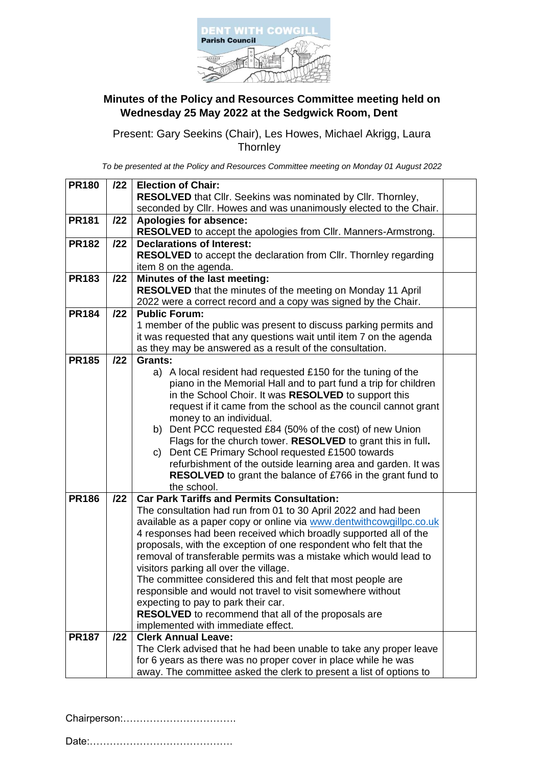**DENT WITH COWGILL**
**Parish Council**

## Minutes of the Policy and Resources Committee meeting held on Wednesday 25 May 2022 at the Sedgwick Room, Dent

Present: Gary Seekins (Chair), Les Howes, Michael Akrigg, Laura Thornley

*To be presented at the Policy and Resources Committee meeting on Monday 01 August 2022*

| | | | |
|---|---|---|---|
| **PR180** | **/22** | **Election of Chair:**<br>**RESOLVED** that Cllr. Seekins was nominated by Cllr. Thornley, seconded by Cllr. Howes and was unanimously elected to the Chair. | |
| **PR181** | **/22** | **Apologies for absence:**<br>**RESOLVED** to accept the apologies from Cllr. Manners-Armstrong. | |
| **PR182** | **/22** | **Declarations of Interest:**<br>**RESOLVED** to accept the declaration from Cllr. Thornley regarding item 8 on the agenda. | |
| **PR183** | **/22** | **Minutes of the last meeting:**<br>**RESOLVED** that the minutes of the meeting on Monday 11 April 2022 were a correct record and a copy was signed by the Chair. | |
| **PR184** | **/22** | **Public Forum:**<br>1 member of the public was present to discuss parking permits and it was requested that any questions wait until item 7 on the agenda as they may be answered as a result of the consultation. | |
| **PR185** | **/22** | **Grants:**<br>a) A local resident had requested £150 for the tuning of the piano in the Memorial Hall and to part fund a trip for children in the School Choir. It was **RESOLVED** to support this request if it came from the school as the council cannot grant money to an individual.<br>b) Dent PCC requested £84 (50% of the cost) of new Union Flags for the church tower. **RESOLVED** to grant this in full**.**<br>c) Dent CE Primary School requested £1500 towards refurbishment of the outside learning area and garden. It was **RESOLVED** to grant the balance of £766 in the grant fund to the school. | |
| **PR186** | **/22** | **Car Park Tariffs and Permits Consultation:**<br>The consultation had run from 01 to 30 April 2022 and had been available as a paper copy or online via www.dentwithcowgillpc.co.uk 4 responses had been received which broadly supported all of the proposals, with the exception of one respondent who felt that the removal of transferable permits was a mistake which would lead to visitors parking all over the village.<br>The committee considered this and felt that most people are responsible and would not travel to visit somewhere without expecting to pay to park their car.<br>**RESOLVED** to recommend that all of the proposals are implemented with immediate effect. | |
| **PR187** | **/22** | **Clerk Annual Leave:**<br>The Clerk advised that he had been unable to take any proper leave for 6 years as there was no proper cover in place while he was away. The committee asked the clerk to present a list of options to | |

Chairperson:…………………………….

Date:…………………………………….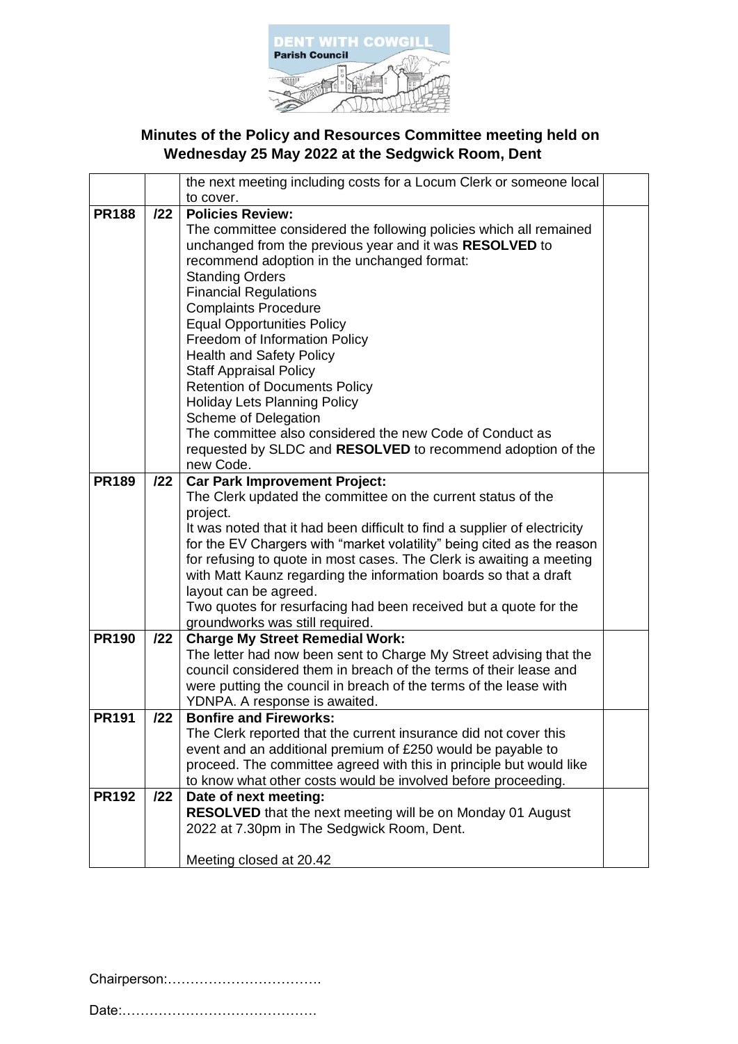## Minutes of the Policy and Resources Committee meeting held on Wednesday 25 May 2022 at the Sedgwick Room, Dent

| | | | |
|---|---|---|---|
| | | the next meeting including costs for a Locum Clerk or someone local to cover. | |
| **PR188** | **/22** | **Policies Review:**<br>The committee considered the following policies which all remained unchanged from the previous year and it was **RESOLVED** to recommend adoption in the unchanged format:<br>Standing Orders<br>Financial Regulations<br>Complaints Procedure<br>Equal Opportunities Policy<br>Freedom of Information Policy<br>Health and Safety Policy<br>Staff Appraisal Policy<br>Retention of Documents Policy<br>Holiday Lets Planning Policy<br>Scheme of Delegation<br>The committee also considered the new Code of Conduct as requested by SLDC and **RESOLVED** to recommend adoption of the new Code. | |
| **PR189** | **/22** | **Car Park Improvement Project:**<br>The Clerk updated the committee on the current status of the project.<br>It was noted that it had been difficult to find a supplier of electricity for the EV Chargers with "market volatility" being cited as the reason for refusing to quote in most cases. The Clerk is awaiting a meeting with Matt Kaunz regarding the information boards so that a draft layout can be agreed.<br>Two quotes for resurfacing had been received but a quote for the groundworks was still required. | |
| **PR190** | **/22** | **Charge My Street Remedial Work:**<br>The letter had now been sent to Charge My Street advising that the council considered them in breach of the terms of their lease and were putting the council in breach of the terms of the lease with YDNPA. A response is awaited. | |
| **PR191** | **/22** | **Bonfire and Fireworks:**<br>The Clerk reported that the current insurance did not cover this event and an additional premium of £250 would be payable to proceed. The committee agreed with this in principle but would like to know what other costs would be involved before proceeding. | |
| **PR192** | **/22** | **Date of next meeting:**<br>**RESOLVED** that the next meeting will be on Monday 01 August 2022 at 7.30pm in The Sedgwick Room, Dent.<br><br>Meeting closed at 20.42 | |

Chairperson:…………………………….

Date:…………………………………….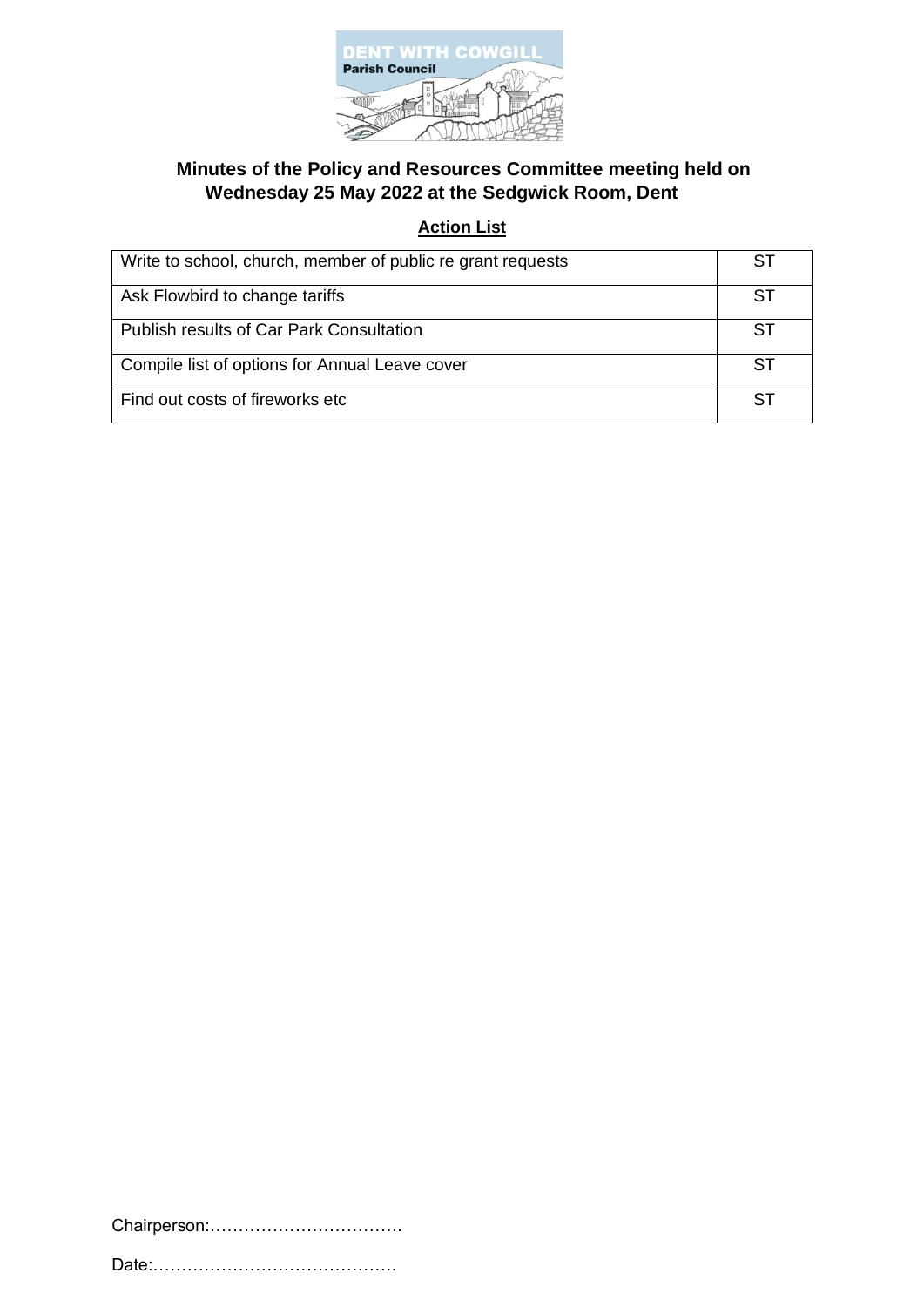DENT WITH COWGILL
Parish Council

## Minutes of the Policy and Resources Committee meeting held on Wednesday 25 May 2022 at the Sedgwick Room, Dent

**Action List**

| | |
|---|---|
| Write to school, church, member of public re grant requests | ST |
| Ask Flowbird to change tariffs | ST |
| Publish results of Car Park Consultation | ST |
| Compile list of options for Annual Leave cover | ST |
| Find out costs of fireworks etc | ST |

Chairperson:…………………………….

Date:…………………………………….